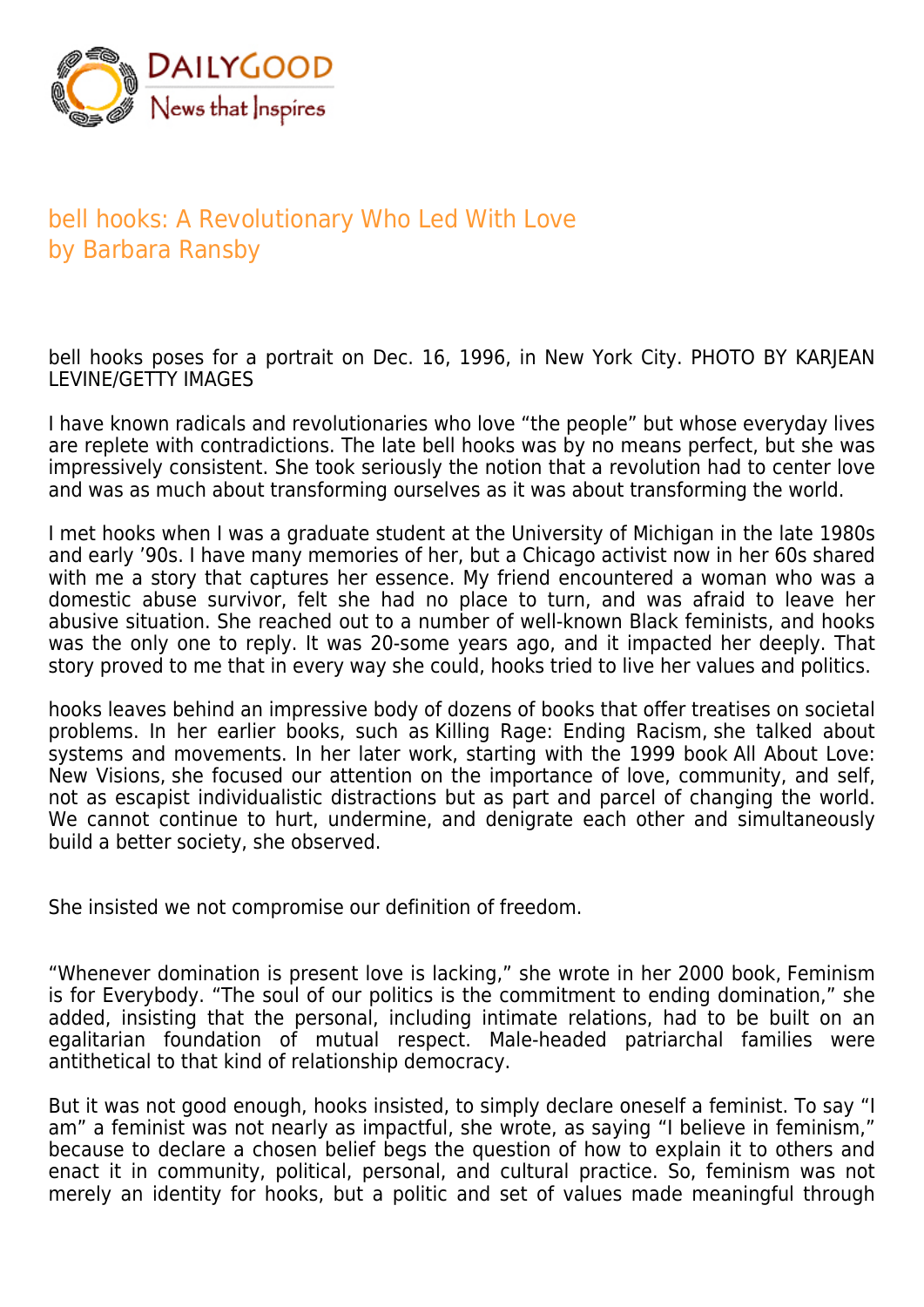# bell hooks: A Revolutionary Who Led With Love
## by Barbara Ransby

bell hooks poses for a portrait on Dec. 16, 1996, in New York City. PHOTO BY KARJEAN LEVINE/GETTY IMAGES

I have known radicals and revolutionaries who love "the people" but whose everyday lives are replete with contradictions. The late bell hooks was by no means perfect, but she was impressively consistent. She took seriously the notion that a revolution had to center love and was as much about transforming ourselves as it was about transforming the world.

I met hooks when I was a graduate student at the University of Michigan in the late 1980s and early '90s. I have many memories of her, but a Chicago activist now in her 60s shared with me a story that captures her essence. My friend encountered a woman who was a domestic abuse survivor, felt she had no place to turn, and was afraid to leave her abusive situation. She reached out to a number of well-known Black feminists, and hooks was the only one to reply. It was 20-some years ago, and it impacted her deeply. That story proved to me that in every way she could, hooks tried to live her values and politics.

hooks leaves behind an impressive body of dozens of books that offer treatises on societal problems. In her earlier books, such as Killing Rage: Ending Racism, she talked about systems and movements. In her later work, starting with the 1999 book All About Love: New Visions, she focused our attention on the importance of love, community, and self, not as escapist individualistic distractions but as part and parcel of changing the world. We cannot continue to hurt, undermine, and denigrate each other and simultaneously build a better society, she observed.

She insisted we not compromise our definition of freedom.

"Whenever domination is present love is lacking," she wrote in her 2000 book, Feminism is for Everybody. "The soul of our politics is the commitment to ending domination," she added, insisting that the personal, including intimate relations, had to be built on an egalitarian foundation of mutual respect. Male-headed patriarchal families were antithetical to that kind of relationship democracy.

But it was not good enough, hooks insisted, to simply declare oneself a feminist. To say "I am" a feminist was not nearly as impactful, she wrote, as saying "I believe in feminism," because to declare a chosen belief begs the question of how to explain it to others and enact it in community, political, personal, and cultural practice. So, feminism was not merely an identity for hooks, but a politic and set of values made meaningful through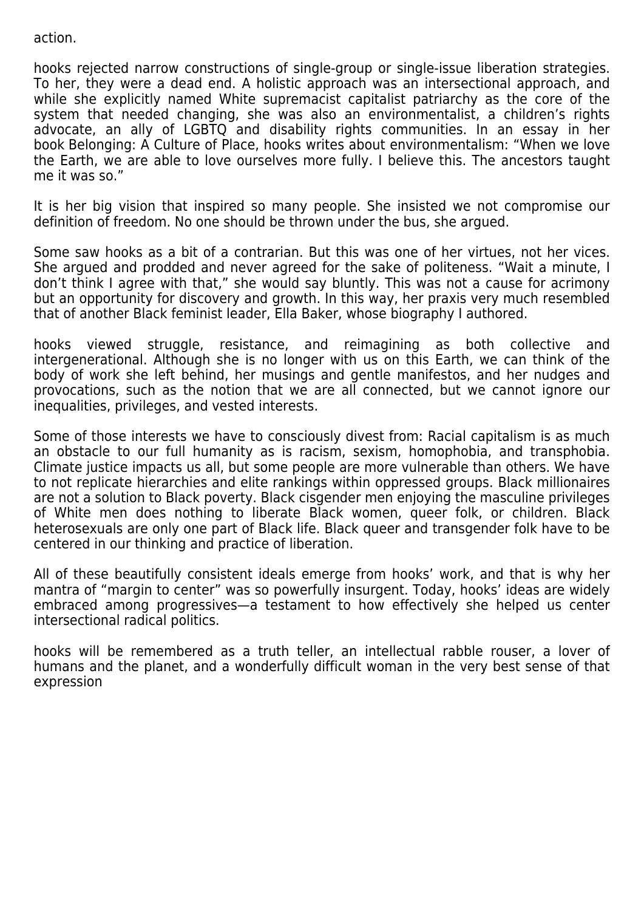action.

hooks rejected narrow constructions of single-group or single-issue liberation strategies. To her, they were a dead end. A holistic approach was an intersectional approach, and while she explicitly named White supremacist capitalist patriarchy as the core of the system that needed changing, she was also an environmentalist, a children's rights advocate, an ally of LGBTQ and disability rights communities. In an essay in her book Belonging: A Culture of Place, hooks writes about environmentalism: "When we love the Earth, we are able to love ourselves more fully. I believe this. The ancestors taught me it was so."

It is her big vision that inspired so many people. She insisted we not compromise our definition of freedom. No one should be thrown under the bus, she argued.

Some saw hooks as a bit of a contrarian. But this was one of her virtues, not her vices. She argued and prodded and never agreed for the sake of politeness. "Wait a minute, I don't think I agree with that," she would say bluntly. This was not a cause for acrimony but an opportunity for discovery and growth. In this way, her praxis very much resembled that of another Black feminist leader, Ella Baker, whose biography I authored.

hooks viewed struggle, resistance, and reimagining as both collective and intergenerational. Although she is no longer with us on this Earth, we can think of the body of work she left behind, her musings and gentle manifestos, and her nudges and provocations, such as the notion that we are all connected, but we cannot ignore our inequalities, privileges, and vested interests.

Some of those interests we have to consciously divest from: Racial capitalism is as much an obstacle to our full humanity as is racism, sexism, homophobia, and transphobia. Climate justice impacts us all, but some people are more vulnerable than others. We have to not replicate hierarchies and elite rankings within oppressed groups. Black millionaires are not a solution to Black poverty. Black cisgender men enjoying the masculine privileges of White men does nothing to liberate Black women, queer folk, or children. Black heterosexuals are only one part of Black life. Black queer and transgender folk have to be centered in our thinking and practice of liberation.

All of these beautifully consistent ideals emerge from hooks' work, and that is why her mantra of "margin to center" was so powerfully insurgent. Today, hooks' ideas are widely embraced among progressives—a testament to how effectively she helped us center intersectional radical politics.

hooks will be remembered as a truth teller, an intellectual rabble rouser, a lover of humans and the planet, and a wonderfully difficult woman in the very best sense of that expression